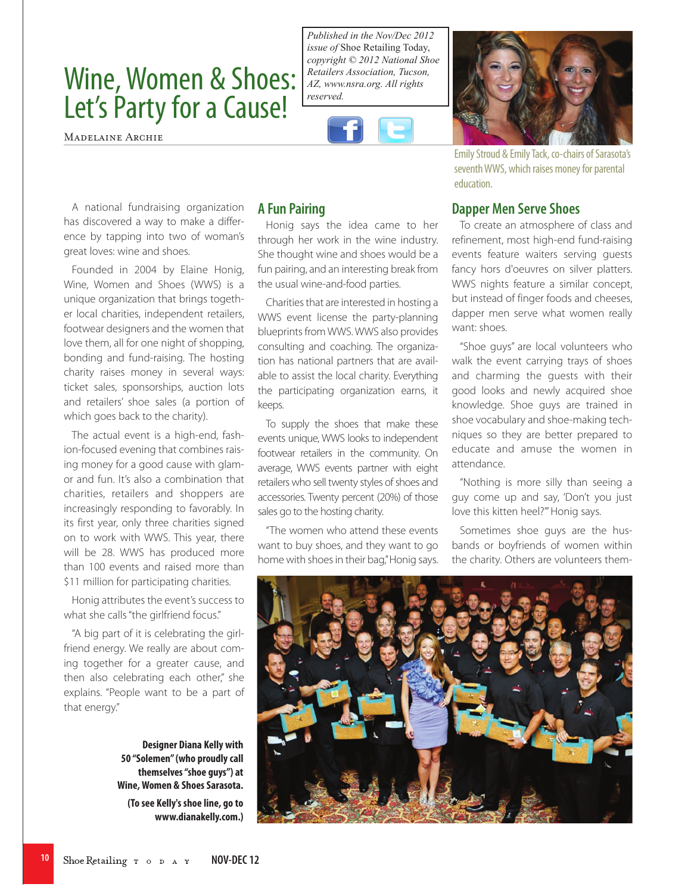# Wine, Women & Shoes: Let's Party for a Cause!

*Published in the Nov/Dec 2012 issue of* Shoe Retailing Today, *copyright © 2012 National Shoe Retailers Association, Tucson, AZ, www.nsra.org. All rights reserved.*

Madelaine Archie

Emily Stroud & Emily Tack, co-chairs of Sarasota's seventh WWS, which raises money for parental education.

A national fundraising organization has discovered a way to make a difference by tapping into two of woman's great loves: wine and shoes.

Founded in 2004 by Elaine Honig, Wine, Women and Shoes (WWS) is a unique organization that brings together local charities, independent retailers, footwear designers and the women that love them, all for one night of shopping, bonding and fund-raising. The hosting charity raises money in several ways: ticket sales, sponsorships, auction lots and retailers' shoe sales (a portion of which goes back to the charity).

The actual event is a high-end, fashion-focused evening that combines raising money for a good cause with glamor and fun. It's also a combination that charities, retailers and shoppers are increasingly responding to favorably. In its first year, only three charities signed on to work with WWS. This year, there will be 28. WWS has produced more than 100 events and raised more than $11 million for participating charities.

Honig attributes the event's success to what she calls "the girlfriend focus."

"A big part of it is celebrating the girlfriend energy. We really are about coming together for a greater cause, and then also celebrating each other," she explains. "People want to be a part of that energy."

## A Fun Pairing

Honig says the idea came to her through her work in the wine industry. She thought wine and shoes would be a fun pairing, and an interesting break from the usual wine-and-food parties.

Charities that are interested in hosting a WWS event license the party-planning blueprints from WWS. WWS also provides consulting and coaching. The organization has national partners that are available to assist the local charity. Everything the participating organization earns, it keeps.

To supply the shoes that make these events unique, WWS looks to independent footwear retailers in the community. On average, WWS events partner with eight retailers who sell twenty styles of shoes and accessories. Twenty percent (20%) of those sales go to the hosting charity.

"The women who attend these events want to buy shoes, and they want to go home with shoes in their bag," Honig says.

## Dapper Men Serve Shoes

To create an atmosphere of class and refinement, most high-end fund-raising events feature waiters serving guests fancy hors d'oeuvres on silver platters. WWS nights feature a similar concept, but instead of finger foods and cheeses, dapper men serve what women really want: shoes.

"Shoe guys" are local volunteers who walk the event carrying trays of shoes and charming the guests with their good looks and newly acquired shoe knowledge. Shoe guys are trained in shoe vocabulary and shoe-making techniques so they are better prepared to educate and amuse the women in attendance.

"Nothing is more silly than seeing a guy come up and say, 'Don't you just love this kitten heel?'" Honig says.

Sometimes shoe guys are the husbands or boyfriends of women within the charity. Others are volunteers them-

**Designer Diana Kelly with 50 "Solemen" (who proudly call themselves "shoe guys") at Wine, Women & Shoes Sarasota.**

**(To see Kelly's shoe line, go to www.dianakelly.com.)**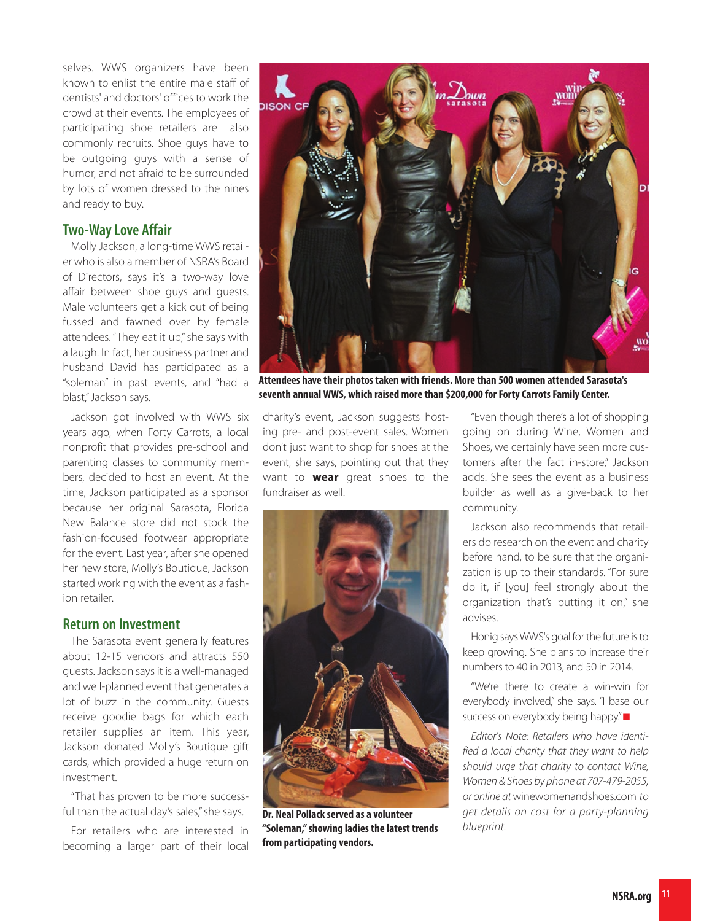selves. WWS organizers have been known to enlist the entire male staff of dentists' and doctors' offices to work the crowd at their events. The employees of participating shoe retailers are also commonly recruits. Shoe guys have to be outgoing guys with a sense of humor, and not afraid to be surrounded by lots of women dressed to the nines and ready to buy.

## Two-Way Love Affair

Molly Jackson, a long-time WWS retailer who is also a member of NSRA's Board of Directors, says it's a two-way love affair between shoe guys and guests. Male volunteers get a kick out of being fussed and fawned over by female attendees. "They eat it up," she says with a laugh. In fact, her business partner and husband David has participated as a "soleman" in past events, and "had a blast," Jackson says.

Jackson got involved with WWS six years ago, when Forty Carrots, a local nonprofit that provides pre-school and parenting classes to community members, decided to host an event. At the time, Jackson participated as a sponsor because her original Sarasota, Florida New Balance store did not stock the fashion-focused footwear appropriate for the event. Last year, after she opened her new store, Molly's Boutique, Jackson started working with the event as a fashion retailer.

## Return on Investment

The Sarasota event generally features about 12-15 vendors and attracts 550 guests. Jackson says it is a well-managed and well-planned event that generates a lot of buzz in the community. Guests receive goodie bags for which each retailer supplies an item. This year, Jackson donated Molly's Boutique gift cards, which provided a huge return on investment.

"That has proven to be more successful than the actual day's sales," she says.

For retailers who are interested in becoming a larger part of their local charity's event, Jackson suggests hosting pre- and post-event sales. Women don't just want to shop for shoes at the event, she says, pointing out that they want to **wear** great shoes to the fundraiser as well.

**Attendees have their photos taken with friends. More than 500 women attended Sarasota's seventh annual WWS, which raised more than $200,000 for Forty Carrots Family Center.**

**Dr. Neal Pollack served as a volunteer "Soleman," showing ladies the latest trends from participating vendors.**

"Even though there's a lot of shopping going on during Wine, Women and Shoes, we certainly have seen more customers after the fact in-store," Jackson adds. She sees the event as a business builder as well as a give-back to her community.

Jackson also recommends that retailers do research on the event and charity before hand, to be sure that the organization is up to their standards. "For sure do it, if [you] feel strongly about the organization that's putting it on," she advises.

Honig says WWS's goal for the future is to keep growing. She plans to increase their numbers to 40 in 2013, and 50 in 2014.

"We're there to create a win-win for everybody involved," she says. "I base our success on everybody being happy." ■

*Editor's Note: Retailers who have identified a local charity that they want to help should urge that charity to contact Wine, Women & Shoes by phone at 707-479-2055, or online at* winewomenandshoes.com *to get details on cost for a party-planning blueprint.*